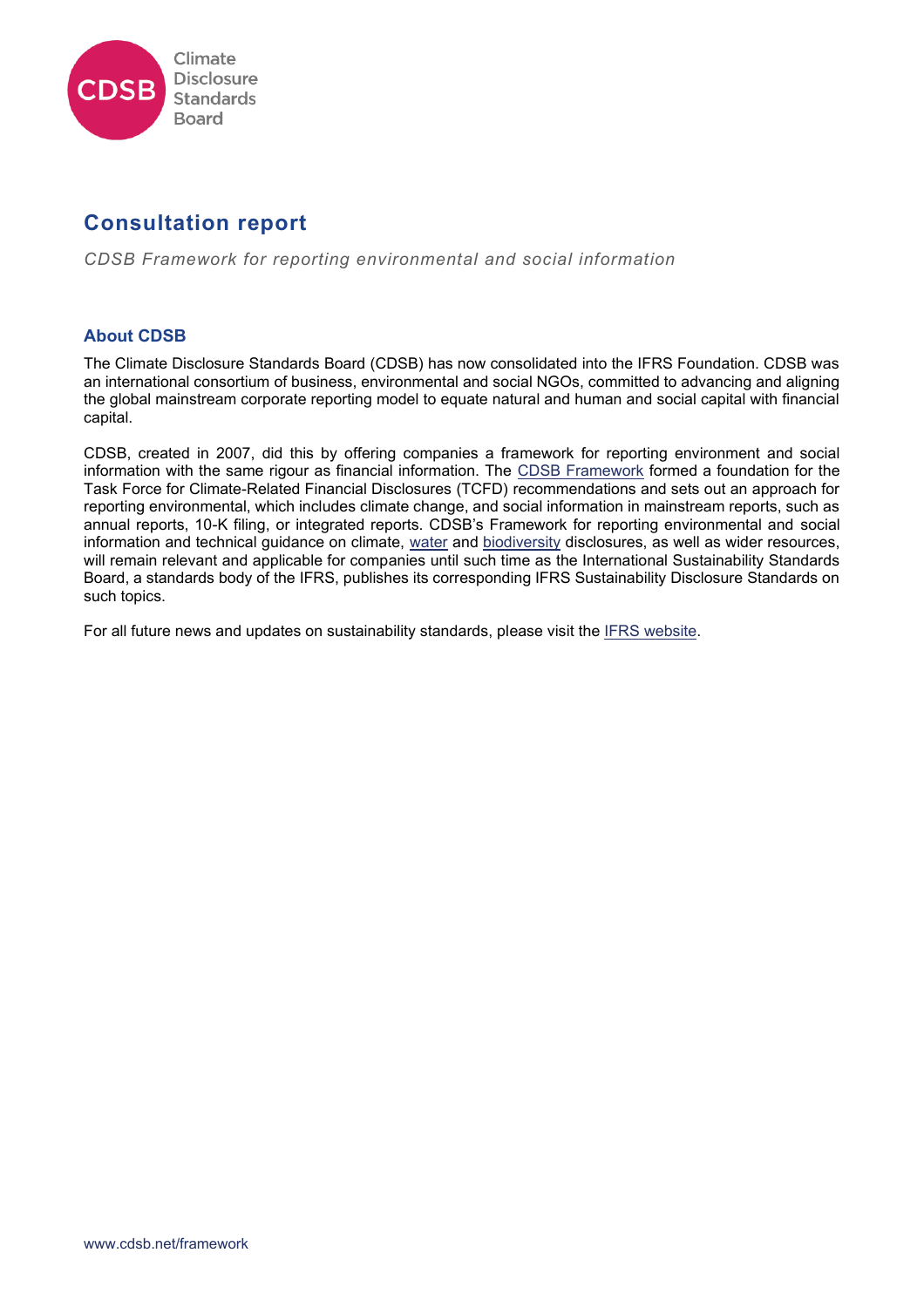Climate Disclosure Standards Board

# Consultation report

*CDSB Framework for reporting environmental and social information*

## About CDSB

The Climate Disclosure Standards Board (CDSB) has now consolidated into the IFRS Foundation. CDSB was an international consortium of business, environmental and social NGOs, committed to advancing and aligning the global mainstream corporate reporting model to equate natural and human and social capital with financial capital.

CDSB, created in 2007, did this by offering companies a framework for reporting environment and social information with the same rigour as financial information. The CDSB Framework formed a foundation for the Task Force for Climate-Related Financial Disclosures (TCFD) recommendations and sets out an approach for reporting environmental, which includes climate change, and social information in mainstream reports, such as annual reports, 10-K filing, or integrated reports. CDSB's Framework for reporting environmental and social information and technical guidance on climate, water and biodiversity disclosures, as well as wider resources, will remain relevant and applicable for companies until such time as the International Sustainability Standards Board, a standards body of the IFRS, publishes its corresponding IFRS Sustainability Disclosure Standards on such topics.

For all future news and updates on sustainability standards, please visit the IFRS website.

www.cdsb.net/framework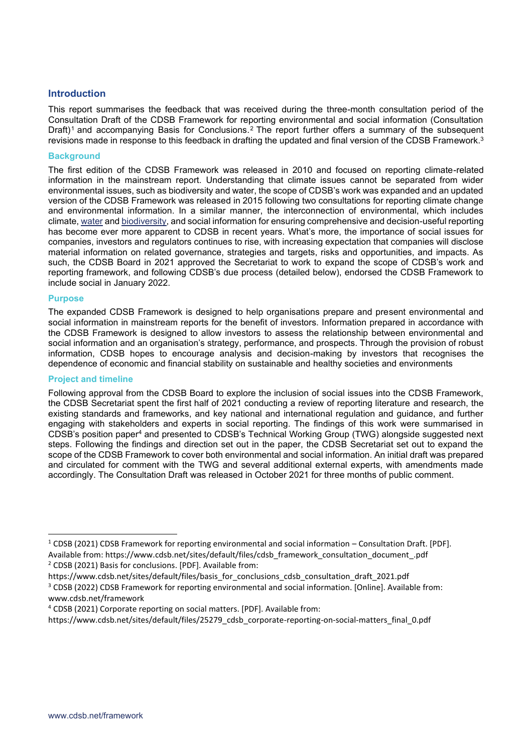## Introduction

This report summarises the feedback that was received during the three-month consultation period of the Consultation Draft of the CDSB Framework for reporting environmental and social information (Consultation Draft)[1] and accompanying Basis for Conclusions.[2] The report further offers a summary of the subsequent revisions made in response to this feedback in drafting the updated and final version of the CDSB Framework.[3]

### Background

The first edition of the CDSB Framework was released in 2010 and focused on reporting climate-related information in the mainstream report. Understanding that climate issues cannot be separated from wider environmental issues, such as biodiversity and water, the scope of CDSB's work was expanded and an updated version of the CDSB Framework was released in 2015 following two consultations for reporting climate change and environmental information. In a similar manner, the interconnection of environmental, which includes climate, water and biodiversity, and social information for ensuring comprehensive and decision-useful reporting has become ever more apparent to CDSB in recent years. What's more, the importance of social issues for companies, investors and regulators continues to rise, with increasing expectation that companies will disclose material information on related governance, strategies and targets, risks and opportunities, and impacts. As such, the CDSB Board in 2021 approved the Secretariat to work to expand the scope of CDSB's work and reporting framework, and following CDSB's due process (detailed below), endorsed the CDSB Framework to include social in January 2022.

### Purpose

The expanded CDSB Framework is designed to help organisations prepare and present environmental and social information in mainstream reports for the benefit of investors. Information prepared in accordance with the CDSB Framework is designed to allow investors to assess the relationship between environmental and social information and an organisation's strategy, performance, and prospects. Through the provision of robust information, CDSB hopes to encourage analysis and decision-making by investors that recognises the dependence of economic and financial stability on sustainable and healthy societies and environments

### Project and timeline

Following approval from the CDSB Board to explore the inclusion of social issues into the CDSB Framework, the CDSB Secretariat spent the first half of 2021 conducting a review of reporting literature and research, the existing standards and frameworks, and key national and international regulation and guidance, and further engaging with stakeholders and experts in social reporting. The findings of this work were summarised in CDSB's position paper[4] and presented to CDSB's Technical Working Group (TWG) alongside suggested next steps. Following the findings and direction set out in the paper, the CDSB Secretariat set out to expand the scope of the CDSB Framework to cover both environmental and social information. An initial draft was prepared and circulated for comment with the TWG and several additional external experts, with amendments made accordingly. The Consultation Draft was released in October 2021 for three months of public comment.

---

[1] CDSB (2021) CDSB Framework for reporting environmental and social information – Consultation Draft. [PDF]. Available from: https://www.cdsb.net/sites/default/files/cdsb_framework_consultation_document_.pdf

[2] CDSB (2021) Basis for conclusions. [PDF]. Available from: https://www.cdsb.net/sites/default/files/basis_for_conclusions_cdsb_consultation_draft_2021.pdf

[3] CDSB (2022) CDSB Framework for reporting environmental and social information. [Online]. Available from: www.cdsb.net/framework

[4] CDSB (2021) Corporate reporting on social matters. [PDF]. Available from: https://www.cdsb.net/sites/default/files/25279_cdsb_corporate-reporting-on-social-matters_final_0.pdf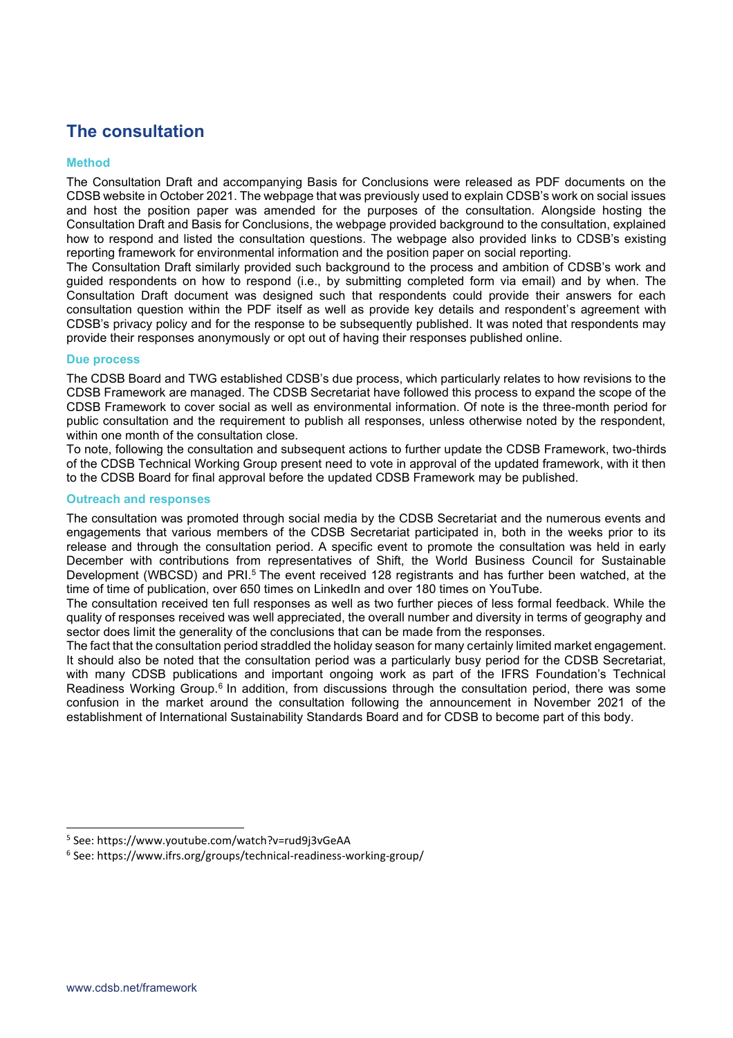## The consultation

### Method

The Consultation Draft and accompanying Basis for Conclusions were released as PDF documents on the CDSB website in October 2021. The webpage that was previously used to explain CDSB's work on social issues and host the position paper was amended for the purposes of the consultation. Alongside hosting the Consultation Draft and Basis for Conclusions, the webpage provided background to the consultation, explained how to respond and listed the consultation questions. The webpage also provided links to CDSB's existing reporting framework for environmental information and the position paper on social reporting.

The Consultation Draft similarly provided such background to the process and ambition of CDSB's work and guided respondents on how to respond (i.e., by submitting completed form via email) and by when. The Consultation Draft document was designed such that respondents could provide their answers for each consultation question within the PDF itself as well as provide key details and respondent's agreement with CDSB's privacy policy and for the response to be subsequently published. It was noted that respondents may provide their responses anonymously or opt out of having their responses published online.

### Due process

The CDSB Board and TWG established CDSB's due process, which particularly relates to how revisions to the CDSB Framework are managed. The CDSB Secretariat have followed this process to expand the scope of the CDSB Framework to cover social as well as environmental information. Of note is the three-month period for public consultation and the requirement to publish all responses, unless otherwise noted by the respondent, within one month of the consultation close.

To note, following the consultation and subsequent actions to further update the CDSB Framework, two-thirds of the CDSB Technical Working Group present need to vote in approval of the updated framework, with it then to the CDSB Board for final approval before the updated CDSB Framework may be published.

### Outreach and responses

The consultation was promoted through social media by the CDSB Secretariat and the numerous events and engagements that various members of the CDSB Secretariat participated in, both in the weeks prior to its release and through the consultation period. A specific event to promote the consultation was held in early December with contributions from representatives of Shift, the World Business Council for Sustainable Development (WBCSD) and PRI.[5] The event received 128 registrants and has further been watched, at the time of time of publication, over 650 times on LinkedIn and over 180 times on YouTube.

The consultation received ten full responses as well as two further pieces of less formal feedback. While the quality of responses received was well appreciated, the overall number and diversity in terms of geography and sector does limit the generality of the conclusions that can be made from the responses.

The fact that the consultation period straddled the holiday season for many certainly limited market engagement. It should also be noted that the consultation period was a particularly busy period for the CDSB Secretariat, with many CDSB publications and important ongoing work as part of the IFRS Foundation's Technical Readiness Working Group.[6] In addition, from discussions through the consultation period, there was some confusion in the market around the consultation following the announcement in November 2021 of the establishment of International Sustainability Standards Board and for CDSB to become part of this body.

---

[5] See: https://www.youtube.com/watch?v=rud9j3vGeAA

[6] See: https://www.ifrs.org/groups/technical-readiness-working-group/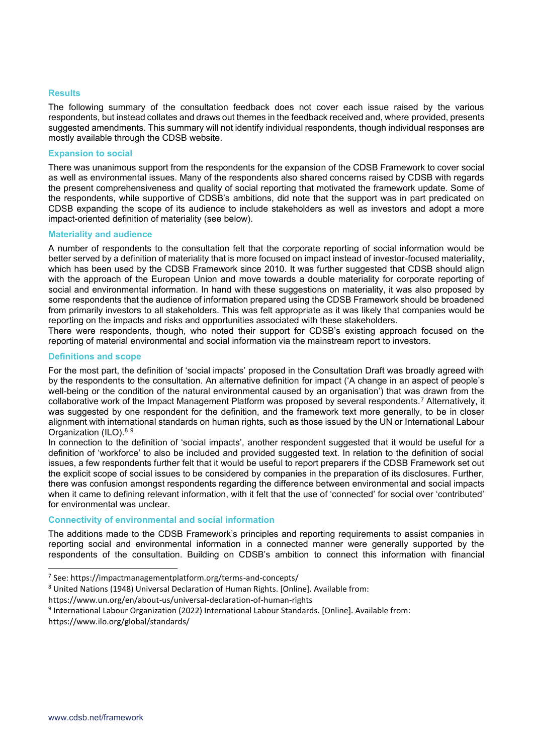### Results

The following summary of the consultation feedback does not cover each issue raised by the various respondents, but instead collates and draws out themes in the feedback received and, where provided, presents suggested amendments. This summary will not identify individual respondents, though individual responses are mostly available through the CDSB website.

### Expansion to social

There was unanimous support from the respondents for the expansion of the CDSB Framework to cover social as well as environmental issues. Many of the respondents also shared concerns raised by CDSB with regards the present comprehensiveness and quality of social reporting that motivated the framework update. Some of the respondents, while supportive of CDSB's ambitions, did note that the support was in part predicated on CDSB expanding the scope of its audience to include stakeholders as well as investors and adopt a more impact-oriented definition of materiality (see below).

### Materiality and audience

A number of respondents to the consultation felt that the corporate reporting of social information would be better served by a definition of materiality that is more focused on impact instead of investor-focused materiality, which has been used by the CDSB Framework since 2010. It was further suggested that CDSB should align with the approach of the European Union and move towards a double materiality for corporate reporting of social and environmental information. In hand with these suggestions on materiality, it was also proposed by some respondents that the audience of information prepared using the CDSB Framework should be broadened from primarily investors to all stakeholders. This was felt appropriate as it was likely that companies would be reporting on the impacts and risks and opportunities associated with these stakeholders.

There were respondents, though, who noted their support for CDSB's existing approach focused on the reporting of material environmental and social information via the mainstream report to investors.

### Definitions and scope

For the most part, the definition of 'social impacts' proposed in the Consultation Draft was broadly agreed with by the respondents to the consultation. An alternative definition for impact ('A change in an aspect of people's well-being or the condition of the natural environmental caused by an organisation') that was drawn from the collaborative work of the Impact Management Platform was proposed by several respondents.[7] Alternatively, it was suggested by one respondent for the definition, and the framework text more generally, to be in closer alignment with international standards on human rights, such as those issued by the UN or International Labour Organization (ILO).[8] [9]

In connection to the definition of 'social impacts', another respondent suggested that it would be useful for a definition of 'workforce' to also be included and provided suggested text. In relation to the definition of social issues, a few respondents further felt that it would be useful to report preparers if the CDSB Framework set out the explicit scope of social issues to be considered by companies in the preparation of its disclosures. Further, there was confusion amongst respondents regarding the difference between environmental and social impacts when it came to defining relevant information, with it felt that the use of 'connected' for social over 'contributed' for environmental was unclear.

### Connectivity of environmental and social information

The additions made to the CDSB Framework's principles and reporting requirements to assist companies in reporting social and environmental information in a connected manner were generally supported by the respondents of the consultation. Building on CDSB's ambition to connect this information with financial

---

[7] See: https://impactmanagementplatform.org/terms-and-concepts/

[8] United Nations (1948) Universal Declaration of Human Rights. [Online]. Available from: https://www.un.org/en/about-us/universal-declaration-of-human-rights

[9] International Labour Organization (2022) International Labour Standards. [Online]. Available from: https://www.ilo.org/global/standards/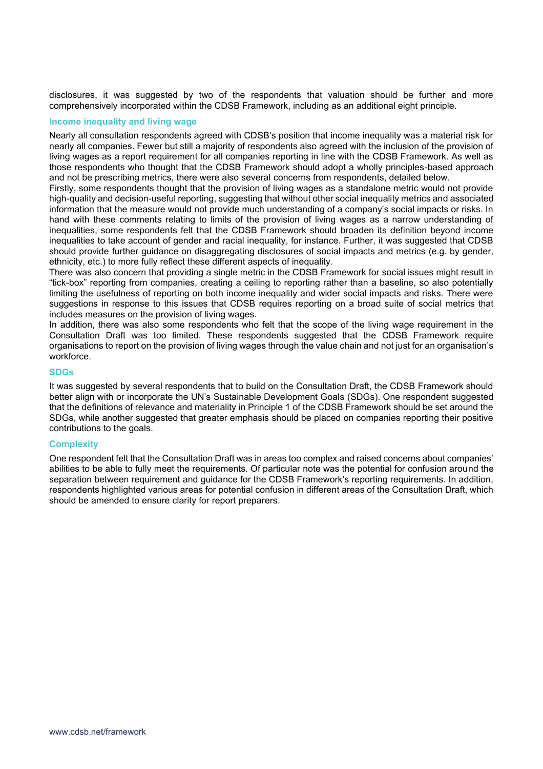disclosures, it was suggested by two of the respondents that valuation should be further and more comprehensively incorporated within the CDSB Framework, including as an additional eight principle.

### Income inequality and living wage

Nearly all consultation respondents agreed with CDSB's position that income inequality was a material risk for nearly all companies. Fewer but still a majority of respondents also agreed with the inclusion of the provision of living wages as a report requirement for all companies reporting in line with the CDSB Framework. As well as those respondents who thought that the CDSB Framework should adopt a wholly principles-based approach and not be prescribing metrics, there were also several concerns from respondents, detailed below.

Firstly, some respondents thought that the provision of living wages as a standalone metric would not provide high-quality and decision-useful reporting, suggesting that without other social inequality metrics and associated information that the measure would not provide much understanding of a company's social impacts or risks. In hand with these comments relating to limits of the provision of living wages as a narrow understanding of inequalities, some respondents felt that the CDSB Framework should broaden its definition beyond income inequalities to take account of gender and racial inequality, for instance. Further, it was suggested that CDSB should provide further guidance on disaggregating disclosures of social impacts and metrics (e.g. by gender, ethnicity, etc.) to more fully reflect these different aspects of inequality.

There was also concern that providing a single metric in the CDSB Framework for social issues might result in "tick-box" reporting from companies, creating a ceiling to reporting rather than a baseline, so also potentially limiting the usefulness of reporting on both income inequality and wider social impacts and risks. There were suggestions in response to this issues that CDSB requires reporting on a broad suite of social metrics that includes measures on the provision of living wages.

In addition, there was also some respondents who felt that the scope of the living wage requirement in the Consultation Draft was too limited. These respondents suggested that the CDSB Framework require organisations to report on the provision of living wages through the value chain and not just for an organisation's workforce.

### SDGs

It was suggested by several respondents that to build on the Consultation Draft, the CDSB Framework should better align with or incorporate the UN's Sustainable Development Goals (SDGs). One respondent suggested that the definitions of relevance and materiality in Principle 1 of the CDSB Framework should be set around the SDGs, while another suggested that greater emphasis should be placed on companies reporting their positive contributions to the goals.

### Complexity

One respondent felt that the Consultation Draft was in areas too complex and raised concerns about companies' abilities to be able to fully meet the requirements. Of particular note was the potential for confusion around the separation between requirement and guidance for the CDSB Framework's reporting requirements. In addition, respondents highlighted various areas for potential confusion in different areas of the Consultation Draft, which should be amended to ensure clarity for report preparers.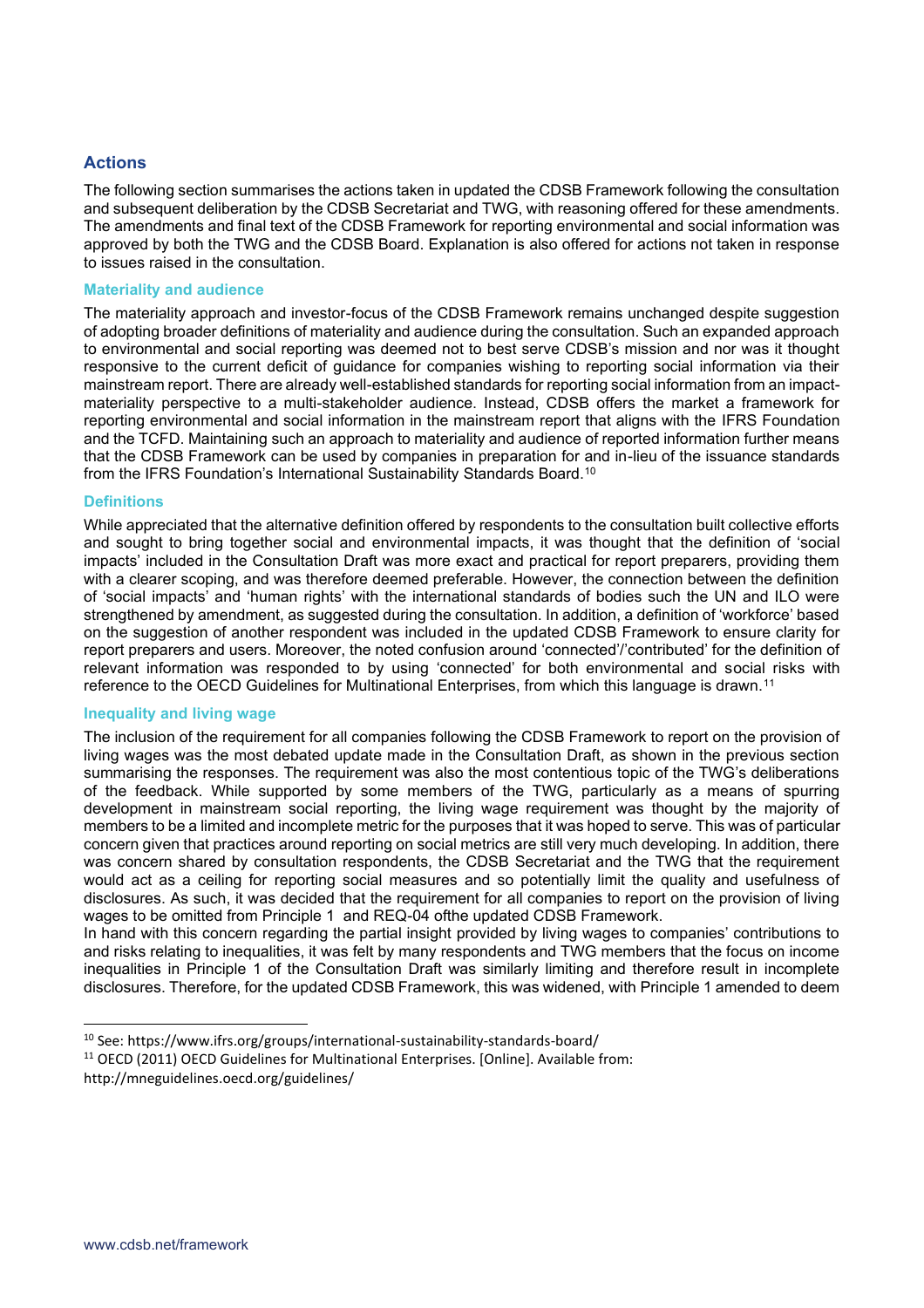## Actions

The following section summarises the actions taken in updated the CDSB Framework following the consultation and subsequent deliberation by the CDSB Secretariat and TWG, with reasoning offered for these amendments. The amendments and final text of the CDSB Framework for reporting environmental and social information was approved by both the TWG and the CDSB Board. Explanation is also offered for actions not taken in response to issues raised in the consultation.

### Materiality and audience

The materiality approach and investor-focus of the CDSB Framework remains unchanged despite suggestion of adopting broader definitions of materiality and audience during the consultation. Such an expanded approach to environmental and social reporting was deemed not to best serve CDSB's mission and nor was it thought responsive to the current deficit of guidance for companies wishing to reporting social information via their mainstream report. There are already well-established standards for reporting social information from an impact-materiality perspective to a multi-stakeholder audience. Instead, CDSB offers the market a framework for reporting environmental and social information in the mainstream report that aligns with the IFRS Foundation and the TCFD. Maintaining such an approach to materiality and audience of reported information further means that the CDSB Framework can be used by companies in preparation for and in-lieu of the issuance standards from the IFRS Foundation's International Sustainability Standards Board.[10]

### Definitions

While appreciated that the alternative definition offered by respondents to the consultation built collective efforts and sought to bring together social and environmental impacts, it was thought that the definition of 'social impacts' included in the Consultation Draft was more exact and practical for report preparers, providing them with a clearer scoping, and was therefore deemed preferable. However, the connection between the definition of 'social impacts' and 'human rights' with the international standards of bodies such the UN and ILO were strengthened by amendment, as suggested during the consultation. In addition, a definition of 'workforce' based on the suggestion of another respondent was included in the updated CDSB Framework to ensure clarity for report preparers and users. Moreover, the noted confusion around 'connected'/'contributed' for the definition of relevant information was responded to by using 'connected' for both environmental and social risks with reference to the OECD Guidelines for Multinational Enterprises, from which this language is drawn.[11]

### Inequality and living wage

The inclusion of the requirement for all companies following the CDSB Framework to report on the provision of living wages was the most debated update made in the Consultation Draft, as shown in the previous section summarising the responses. The requirement was also the most contentious topic of the TWG's deliberations of the feedback. While supported by some members of the TWG, particularly as a means of spurring development in mainstream social reporting, the living wage requirement was thought by the majority of members to be a limited and incomplete metric for the purposes that it was hoped to serve. This was of particular concern given that practices around reporting on social metrics are still very much developing. In addition, there was concern shared by consultation respondents, the CDSB Secretariat and the TWG that the requirement would act as a ceiling for reporting social measures and so potentially limit the quality and usefulness of disclosures. As such, it was decided that the requirement for all companies to report on the provision of living wages to be omitted from Principle 1 and REQ-04 ofthe updated CDSB Framework.

In hand with this concern regarding the partial insight provided by living wages to companies' contributions to and risks relating to inequalities, it was felt by many respondents and TWG members that the focus on income inequalities in Principle 1 of the Consultation Draft was similarly limiting and therefore result in incomplete disclosures. Therefore, for the updated CDSB Framework, this was widened, with Principle 1 amended to deem

---

[10] See: https://www.ifrs.org/groups/international-sustainability-standards-board/

[11] OECD (2011) OECD Guidelines for Multinational Enterprises. [Online]. Available from: http://mneguidelines.oecd.org/guidelines/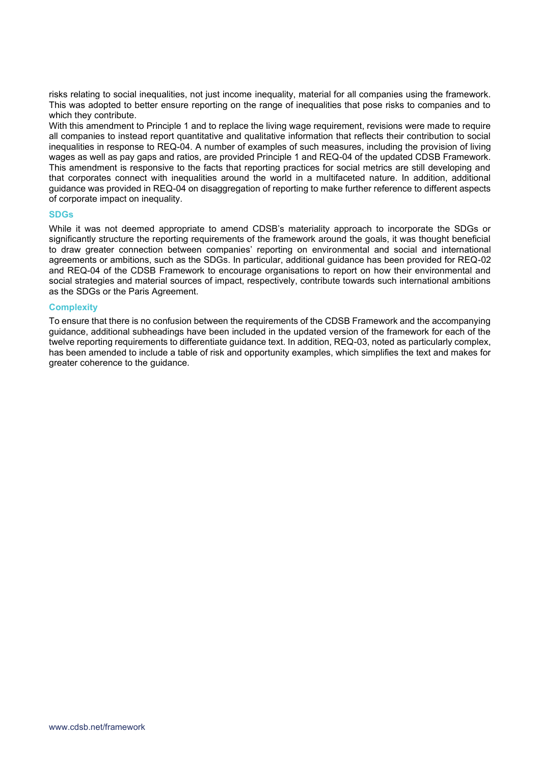risks relating to social inequalities, not just income inequality, material for all companies using the framework. This was adopted to better ensure reporting on the range of inequalities that pose risks to companies and to which they contribute.

With this amendment to Principle 1 and to replace the living wage requirement, revisions were made to require all companies to instead report quantitative and qualitative information that reflects their contribution to social inequalities in response to REQ-04. A number of examples of such measures, including the provision of living wages as well as pay gaps and ratios, are provided Principle 1 and REQ-04 of the updated CDSB Framework. This amendment is responsive to the facts that reporting practices for social metrics are still developing and that corporates connect with inequalities around the world in a multifaceted nature. In addition, additional guidance was provided in REQ-04 on disaggregation of reporting to make further reference to different aspects of corporate impact on inequality.

### SDGs

While it was not deemed appropriate to amend CDSB's materiality approach to incorporate the SDGs or significantly structure the reporting requirements of the framework around the goals, it was thought beneficial to draw greater connection between companies' reporting on environmental and social and international agreements or ambitions, such as the SDGs. In particular, additional guidance has been provided for REQ-02 and REQ-04 of the CDSB Framework to encourage organisations to report on how their environmental and social strategies and material sources of impact, respectively, contribute towards such international ambitions as the SDGs or the Paris Agreement.

### Complexity

To ensure that there is no confusion between the requirements of the CDSB Framework and the accompanying guidance, additional subheadings have been included in the updated version of the framework for each of the twelve reporting requirements to differentiate guidance text. In addition, REQ-03, noted as particularly complex, has been amended to include a table of risk and opportunity examples, which simplifies the text and makes for greater coherence to the guidance.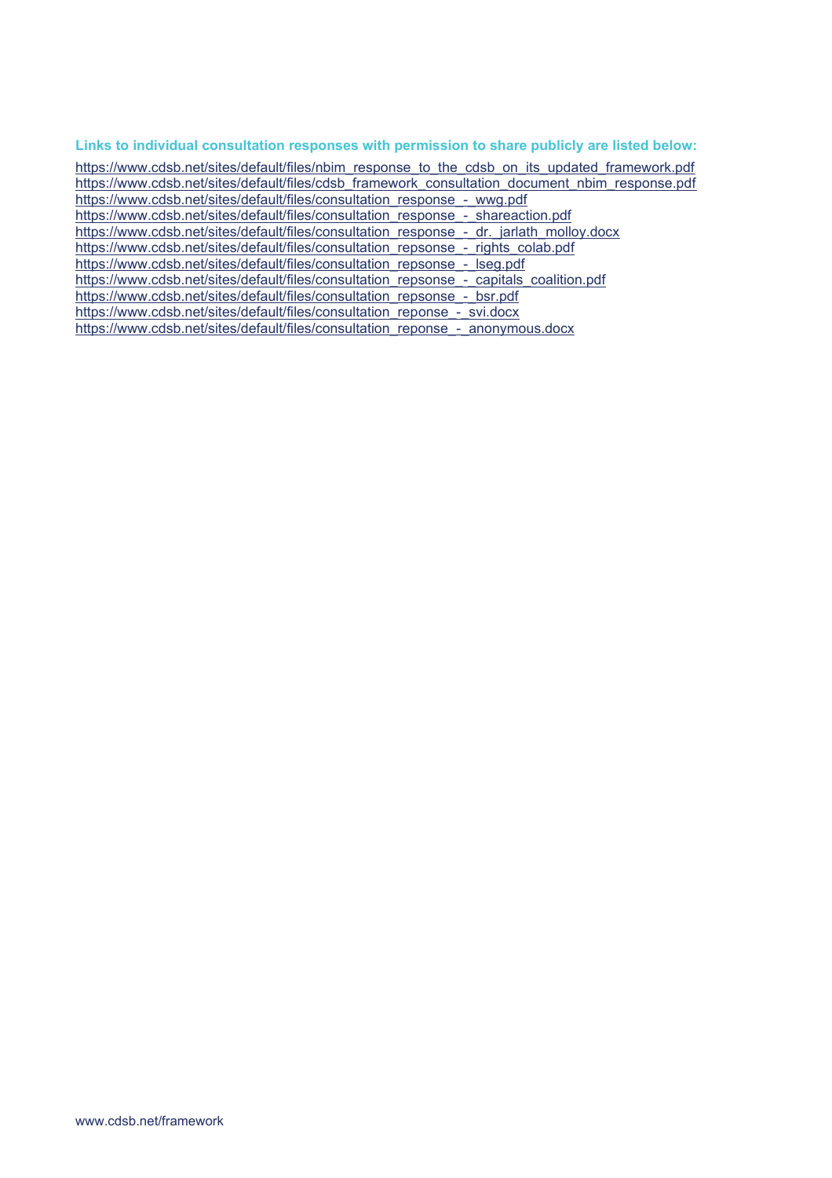**Links to individual consultation responses with permission to share publicly are listed below:**

https://www.cdsb.net/sites/default/files/nbim_response_to_the_cdsb_on_its_updated_framework.pdf
https://www.cdsb.net/sites/default/files/cdsb_framework_consultation_document_nbim_response.pdf
https://www.cdsb.net/sites/default/files/consultation_response_-_wwg.pdf
https://www.cdsb.net/sites/default/files/consultation_response_-_shareaction.pdf
https://www.cdsb.net/sites/default/files/consultation_response_-_dr._jarlath_molloy.docx
https://www.cdsb.net/sites/default/files/consultation_repsonse_-_rights_colab.pdf
https://www.cdsb.net/sites/default/files/consultation_repsonse_-_lseg.pdf
https://www.cdsb.net/sites/default/files/consultation_repsonse_-_capitals_coalition.pdf
https://www.cdsb.net/sites/default/files/consultation_repsonse_-_bsr.pdf
https://www.cdsb.net/sites/default/files/consultation_reponse_-_svi.docx
https://www.cdsb.net/sites/default/files/consultation_reponse_-_anonymous.docx